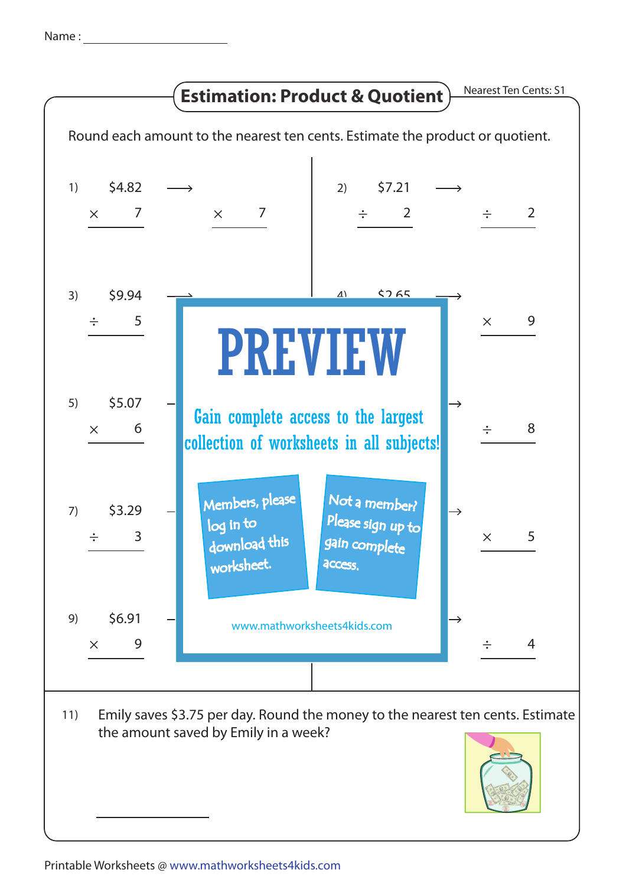Name : ____________________

# Estimation: Product & Quotient

Nearest Ten Cents: S1

Round each amount to the nearest ten cents. Estimate the product or quotient.

1) $4.82 × 7 ⟶ × 7

2) $7.21 ÷ 2 ⟶ ÷ 2

3) $9.94 ÷ 5 ⟶

4) $2.65 ⟶ × 9

5) $5.07 × 6

6) ⟶ ÷ 8

7) $3.29 ÷ 3

8) ⟶ × 5

9) $6.91 × 9

10) ⟶ ÷ 4

PREVIEW

Gain complete access to the largest collection of worksheets in all subjects!

Members, please log in to download this worksheet.

Not a member? Please sign up to gain complete access.

www.mathworksheets4kids.com

11) Emily saves $3.75 per day. Round the money to the nearest ten cents. Estimate the amount saved by Emily in a week?

____________________

Printable Worksheets @ www.mathworksheets4kids.com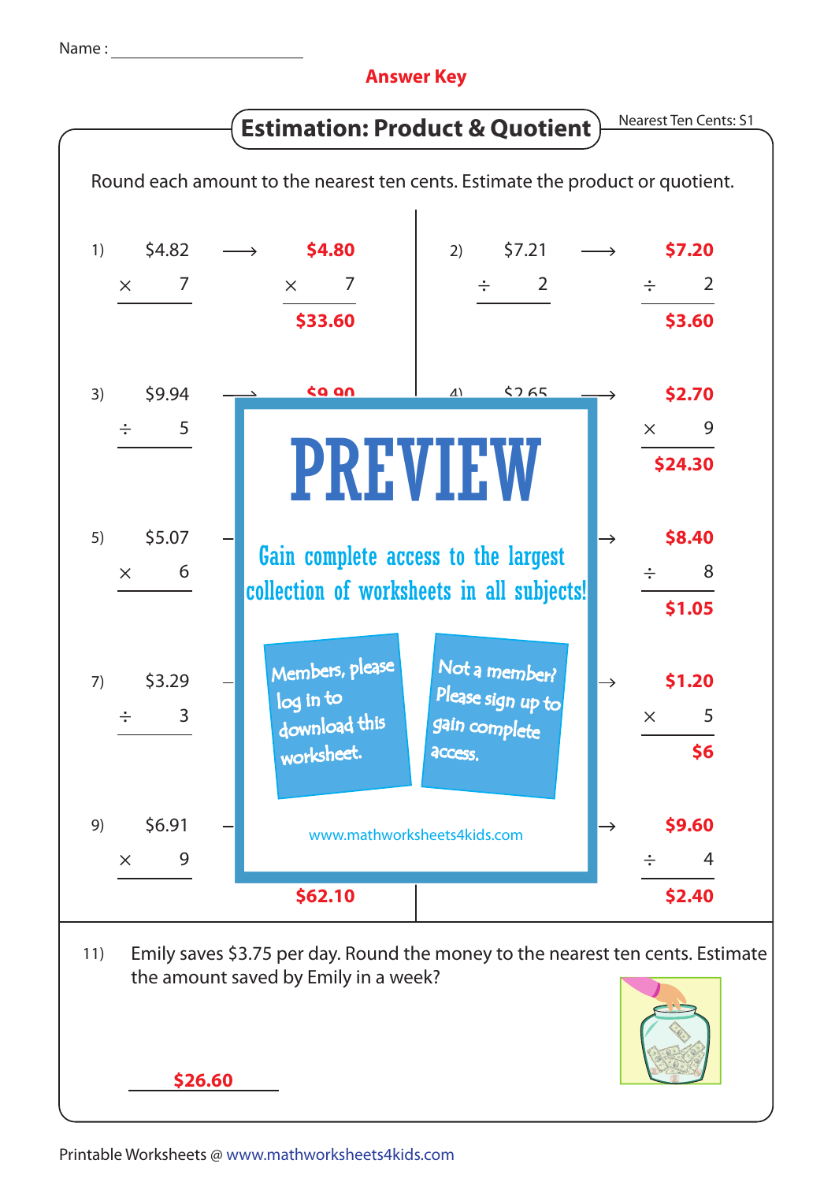Name :

**Answer Key**

## Estimation: Product & Quotient

Nearest Ten Cents: S1

Round each amount to the nearest ten cents. Estimate the product or quotient.

1) $4.82 × 7 → $4.80 × 7 = **$33.60**

2) $7.21 ÷ 2 → $7.20 ÷ 2 = **$3.60**

3) $9.94 ÷ 5 → **$9.90**

4) $2.65 → **$2.70** × 9 = **$24.30**

5) $5.07 × 6

6) → **$8.40** ÷ 8 = **$1.05**

7) $3.29 ÷ 3

8) → **$1.20** × 5 = **$6**

9) $6.91 × 9 → **$62.10**

10) → **$9.60** ÷ 4 = **$2.40**

PREVIEW

Gain complete access to the largest collection of worksheets in all subjects!

Members, please log in to download this worksheet.

Not a member? Please sign up to gain complete access.

www.mathworksheets4kids.com

11) Emily saves $3.75 per day. Round the money to the nearest ten cents. Estimate the amount saved by Emily in a week?

**$26.60**

Printable Worksheets @ www.mathworksheets4kids.com